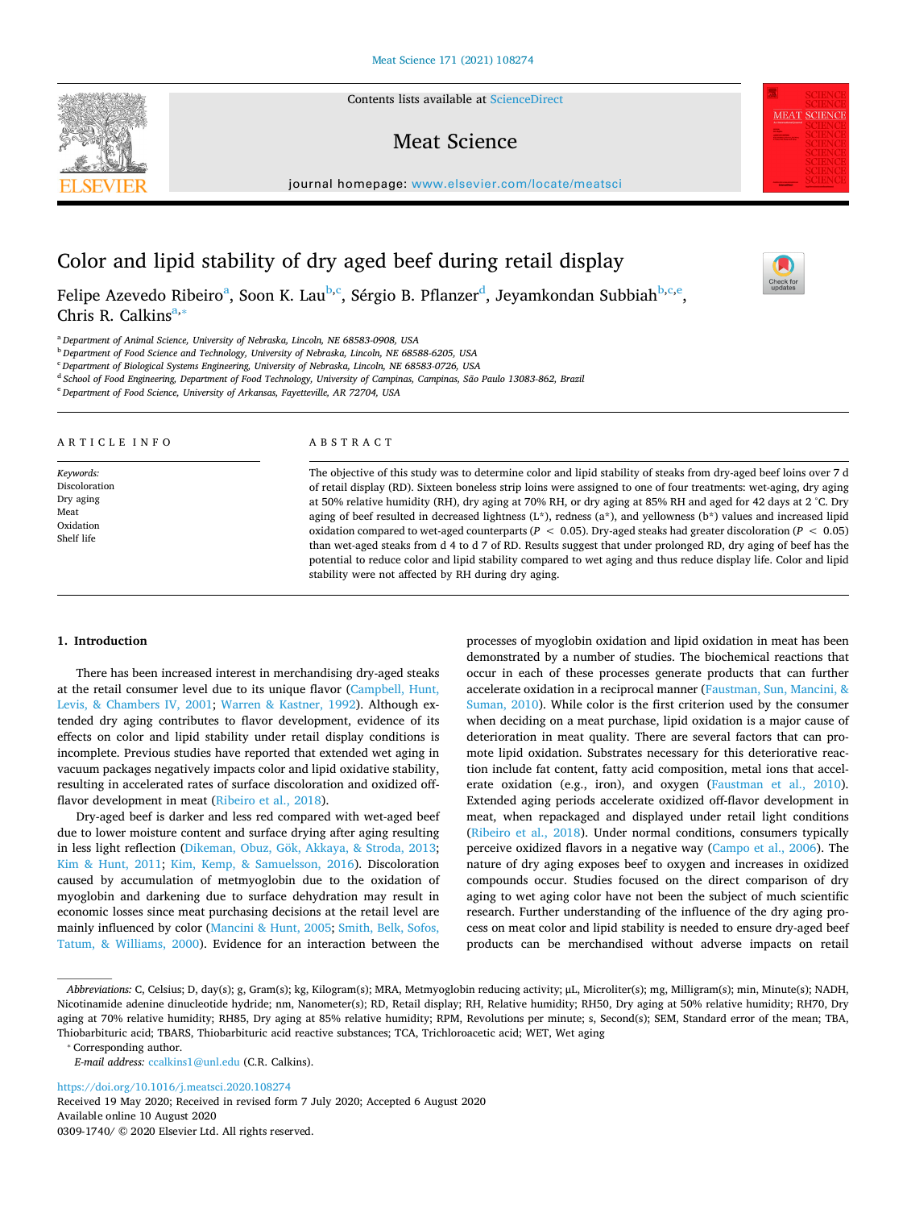# Color and lipid stability of dry aged beef during retail display

Felipe Azevedo Ribeiro[a], Soon K. Lau[b,c], Sérgio B. Pflanzer[d], Jeyamkondan Subbiah[b,c,e], Chris R. Calkins[a,*]

[a] Department of Animal Science, University of Nebraska, Lincoln, NE 68583-0908, USA
[b] Department of Food Science and Technology, University of Nebraska, Lincoln, NE 68588-6205, USA
[c] Department of Biological Systems Engineering, University of Nebraska, Lincoln, NE 68583-0726, USA
[d] School of Food Engineering, Department of Food Technology, University of Campinas, Campinas, São Paulo 13083-862, Brazil
[e] Department of Food Science, University of Arkansas, Fayetteville, AR 72704, USA

## ARTICLE INFO

*Keywords:*
Discoloration
Dry aging
Meat
Oxidation
Shelf life

## ABSTRACT

The objective of this study was to determine color and lipid stability of steaks from dry-aged beef loins over 7 d of retail display (RD). Sixteen boneless strip loins were assigned to one of four treatments: wet-aging, dry aging at 50% relative humidity (RH), dry aging at 70% RH, or dry aging at 85% RH and aged for 42 days at 2 °C. Dry aging of beef resulted in decreased lightness (L*), redness (a*), and yellowness (b*) values and increased lipid oxidation compared to wet-aged counterparts ($P < 0.05$). Dry-aged steaks had greater discoloration ($P < 0.05$) than wet-aged steaks from d 4 to d 7 of RD. Results suggest that under prolonged RD, dry aging of beef has the potential to reduce color and lipid stability compared to wet aging and thus reduce display life. Color and lipid stability were not affected by RH during dry aging.

## 1. Introduction

There has been increased interest in merchandising dry-aged steaks at the retail consumer level due to its unique flavor (Campbell, Hunt, Levis, & Chambers IV, 2001; Warren & Kastner, 1992). Although extended dry aging contributes to flavor development, evidence of its effects on color and lipid stability under retail display conditions is incomplete. Previous studies have reported that extended wet aging in vacuum packages negatively impacts color and lipid oxidative stability, resulting in accelerated rates of surface discoloration and oxidized off-flavor development in meat (Ribeiro et al., 2018).

Dry-aged beef is darker and less red compared with wet-aged beef due to lower moisture content and surface drying after aging resulting in less light reflection (Dikeman, Obuz, Gök, Akkaya, & Stroda, 2013; Kim & Hunt, 2011; Kim, Kemp, & Samuelsson, 2016). Discoloration caused by accumulation of metmyoglobin due to the oxidation of myoglobin and darkening due to surface dehydration may result in economic losses since meat purchasing decisions at the retail level are mainly influenced by color (Mancini & Hunt, 2005; Smith, Belk, Sofos, Tatum, & Williams, 2000). Evidence for an interaction between the processes of myoglobin oxidation and lipid oxidation in meat has been demonstrated by a number of studies. The biochemical reactions that occur in each of these processes generate products that can further accelerate oxidation in a reciprocal manner (Faustman, Sun, Mancini, & Suman, 2010). While color is the first criterion used by the consumer when deciding on a meat purchase, lipid oxidation is a major cause of deterioration in meat quality. There are several factors that can promote lipid oxidation. Substrates necessary for this deteriorative reaction include fat content, fatty acid composition, metal ions that accelerate oxidation (e.g., iron), and oxygen (Faustman et al., 2010). Extended aging periods accelerate oxidized off-flavor development in meat, when repackaged and displayed under retail light conditions (Ribeiro et al., 2018). Under normal conditions, consumers typically perceive oxidized flavors in a negative way (Campo et al., 2006). The nature of dry aging exposes beef to oxygen and increases in oxidized compounds occur. Studies focused on the direct comparison of dry aging to wet aging color have not been the subject of much scientific research. Further understanding of the influence of the dry aging process on meat color and lipid stability is needed to ensure dry-aged beef products can be merchandised without adverse impacts on retail

---

*Abbreviations:* C, Celsius; D, day(s); g, Gram(s); kg, Kilogram(s); MRA, Metmyoglobin reducing activity; µL, Microliter(s); mg, Milligram(s); min, Minute(s); NADH, Nicotinamide adenine dinucleotide hydride; nm, Nanometer(s); RD, Retail display; RH, Relative humidity; RH50, Dry aging at 50% relative humidity; RH70, Dry aging at 70% relative humidity; RH85, Dry aging at 85% relative humidity; RPM, Revolutions per minute; s, Second(s); SEM, Standard error of the mean; TBA, Thiobarbituric acid; TBARS, Thiobarbituric acid reactive substances; TCA, Trichloroacetic acid; WET, Wet aging

* Corresponding author.
*E-mail address:* ccalkins1@unl.edu (C.R. Calkins).

https://doi.org/10.1016/j.meatsci.2020.108274
Received 19 May 2020; Received in revised form 7 July 2020; Accepted 6 August 2020
Available online 10 August 2020
0309-1740/ © 2020 Elsevier Ltd. All rights reserved.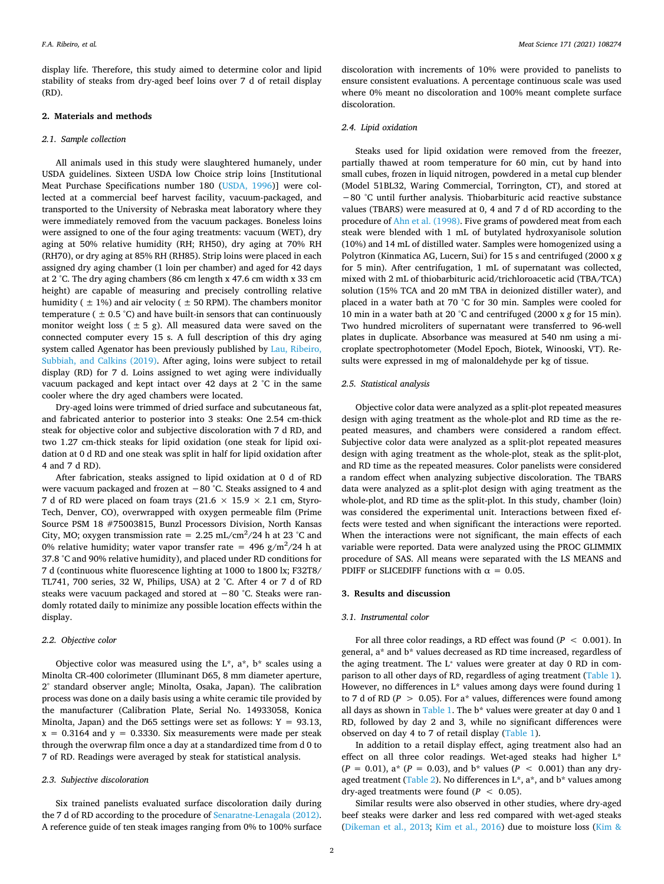display life. Therefore, this study aimed to determine color and lipid stability of steaks from dry-aged beef loins over 7 d of retail display (RD).

## 2. Materials and methods

### 2.1. Sample collection

All animals used in this study were slaughtered humanely, under USDA guidelines. Sixteen USDA low Choice strip loins [Institutional Meat Purchase Specifications number 180 (USDA, 1996)] were collected at a commercial beef harvest facility, vacuum-packaged, and transported to the University of Nebraska meat laboratory where they were immediately removed from the vacuum packages. Boneless loins were assigned to one of the four aging treatments: vacuum (WET), dry aging at 50% relative humidity (RH; RH50), dry aging at 70% RH (RH70), or dry aging at 85% RH (RH85). Strip loins were placed in each assigned dry aging chamber (1 loin per chamber) and aged for 42 days at 2 °C. The dry aging chambers (86 cm length x 47.6 cm width x 33 cm height) are capable of measuring and precisely controlling relative humidity ( ± 1%) and air velocity ( ± 50 RPM). The chambers monitor temperature ( ± 0.5 °C) and have built-in sensors that can continuously monitor weight loss ( ± 5 g). All measured data were saved on the connected computer every 15 s. A full description of this dry aging system called Agenator has been previously published by Lau, Ribeiro, Subbiah, and Calkins (2019). After aging, loins were subject to retail display (RD) for 7 d. Loins assigned to wet aging were individually vacuum packaged and kept intact over 42 days at 2 °C in the same cooler where the dry aged chambers were located.

Dry-aged loins were trimmed of dried surface and subcutaneous fat, and fabricated anterior to posterior into 3 steaks: One 2.54 cm-thick steak for objective color and subjective discoloration with 7 d RD, and two 1.27 cm-thick steaks for lipid oxidation (one steak for lipid oxidation at 0 d RD and one steak was split in half for lipid oxidation after 4 and 7 d RD).

After fabrication, steaks assigned to lipid oxidation at 0 d of RD were vacuum packaged and frozen at −80 °C. Steaks assigned to 4 and 7 d of RD were placed on foam trays (21.6 × 15.9 × 2.1 cm, Styro-Tech, Denver, CO), overwrapped with oxygen permeable film (Prime Source PSM 18 #75003815, Bunzl Processors Division, North Kansas City, MO; oxygen transmission rate = 2.25 mL/cm$^2$/24 h at 23 °C and 0% relative humidity; water vapor transfer rate = 496 g/m$^2$/24 h at 37.8 °C and 90% relative humidity), and placed under RD conditions for 7 d (continuous white fluorescence lighting at 1000 to 1800 lx; F32T8/TL741, 700 series, 32 W, Philips, USA) at 2 °C. After 4 or 7 d of RD steaks were vacuum packaged and stored at −80 °C. Steaks were randomly rotated daily to minimize any possible location effects within the display.

### 2.2. Objective color

Objective color was measured using the L*, a*, b* scales using a Minolta CR-400 colorimeter (Illuminant D65, 8 mm diameter aperture, 2° standard observer angle; Minolta, Osaka, Japan). The calibration process was done on a daily basis using a white ceramic tile provided by the manufacturer (Calibration Plate, Serial No. 14933058, Konica Minolta, Japan) and the D65 settings were set as follows: Y = 93.13, x = 0.3164 and y = 0.3330. Six measurements were made per steak through the overwrap film once a day at a standardized time from d 0 to 7 of RD. Readings were averaged by steak for statistical analysis.

### 2.3. Subjective discoloration

Six trained panelists evaluated surface discoloration daily during the 7 d of RD according to the procedure of Senaratne-Lenagala (2012). A reference guide of ten steak images ranging from 0% to 100% surface discoloration with increments of 10% were provided to panelists to ensure consistent evaluations. A percentage continuous scale was used where 0% meant no discoloration and 100% meant complete surface discoloration.

### 2.4. Lipid oxidation

Steaks used for lipid oxidation were removed from the freezer, partially thawed at room temperature for 60 min, cut by hand into small cubes, frozen in liquid nitrogen, powdered in a metal cup blender (Model 51BL32, Waring Commercial, Torrington, CT), and stored at −80 °C until further analysis. Thiobarbituric acid reactive substance values (TBARS) were measured at 0, 4 and 7 d of RD according to the procedure of Ahn et al. (1998). Five grams of powdered meat from each steak were blended with 1 mL of butylated hydroxyanisole solution (10%) and 14 mL of distilled water. Samples were homogenized using a Polytron (Kinmatica AG, Lucern, Sui) for 15 s and centrifuged (2000 x *g* for 5 min). After centrifugation, 1 mL of supernatant was collected, mixed with 2 mL of thiobarbituric acid/trichloroacetic acid (TBA/TCA) solution (15% TCA and 20 mM TBA in deionized distiller water), and placed in a water bath at 70 °C for 30 min. Samples were cooled for 10 min in a water bath at 20 °C and centrifuged (2000 x *g* for 15 min). Two hundred microliters of supernatant were transferred to 96-well plates in duplicate. Absorbance was measured at 540 nm using a microplate spectrophotometer (Model Epoch, Biotek, Winooski, VT). Results were expressed in mg of malonaldehyde per kg of tissue.

### 2.5. Statistical analysis

Objective color data were analyzed as a split-plot repeated measures design with aging treatment as the whole-plot and RD time as the repeated measures, and chambers were considered a random effect. Subjective color data were analyzed as a split-plot repeated measures design with aging treatment as the whole-plot, steak as the split-plot, and RD time as the repeated measures. Color panelists were considered a random effect when analyzing subjective discoloration. The TBARS data were analyzed as a split-plot design with aging treatment as the whole-plot, and RD time as the split-plot. In this study, chamber (loin) was considered the experimental unit. Interactions between fixed effects were tested and when significant the interactions were reported. When the interactions were not significant, the main effects of each variable were reported. Data were analyzed using the PROC GLIMMIX procedure of SAS. All means were separated with the LS MEANS and PDIFF or SLICEDIFF functions with $\alpha = 0.05$.

## 3. Results and discussion

### 3.1. Instrumental color

For all three color readings, a RD effect was found ($P < 0.001$). In general, a* and b* values decreased as RD time increased, regardless of the aging treatment. The L* values were greater at day 0 RD in comparison to all other days of RD, regardless of aging treatment (Table 1). However, no differences in L* values among days were found during 1 to 7 d of RD ($P > 0.05$). For a* values, differences were found among all days as shown in Table 1. The b* values were greater at day 0 and 1 RD, followed by day 2 and 3, while no significant differences were observed on day 4 to 7 of retail display (Table 1).

In addition to a retail display effect, aging treatment also had an effect on all three color readings. Wet-aged steaks had higher L* ($P = 0.01$), a* ($P = 0.03$), and b* values ($P < 0.001$) than any dry-aged treatment (Table 2). No differences in L*, a*, and b* values among dry-aged treatments were found ($P < 0.05$).

Similar results were also observed in other studies, where dry-aged beef steaks were darker and less red compared with wet-aged steaks (Dikeman et al., 2013; Kim et al., 2016) due to moisture loss (Kim &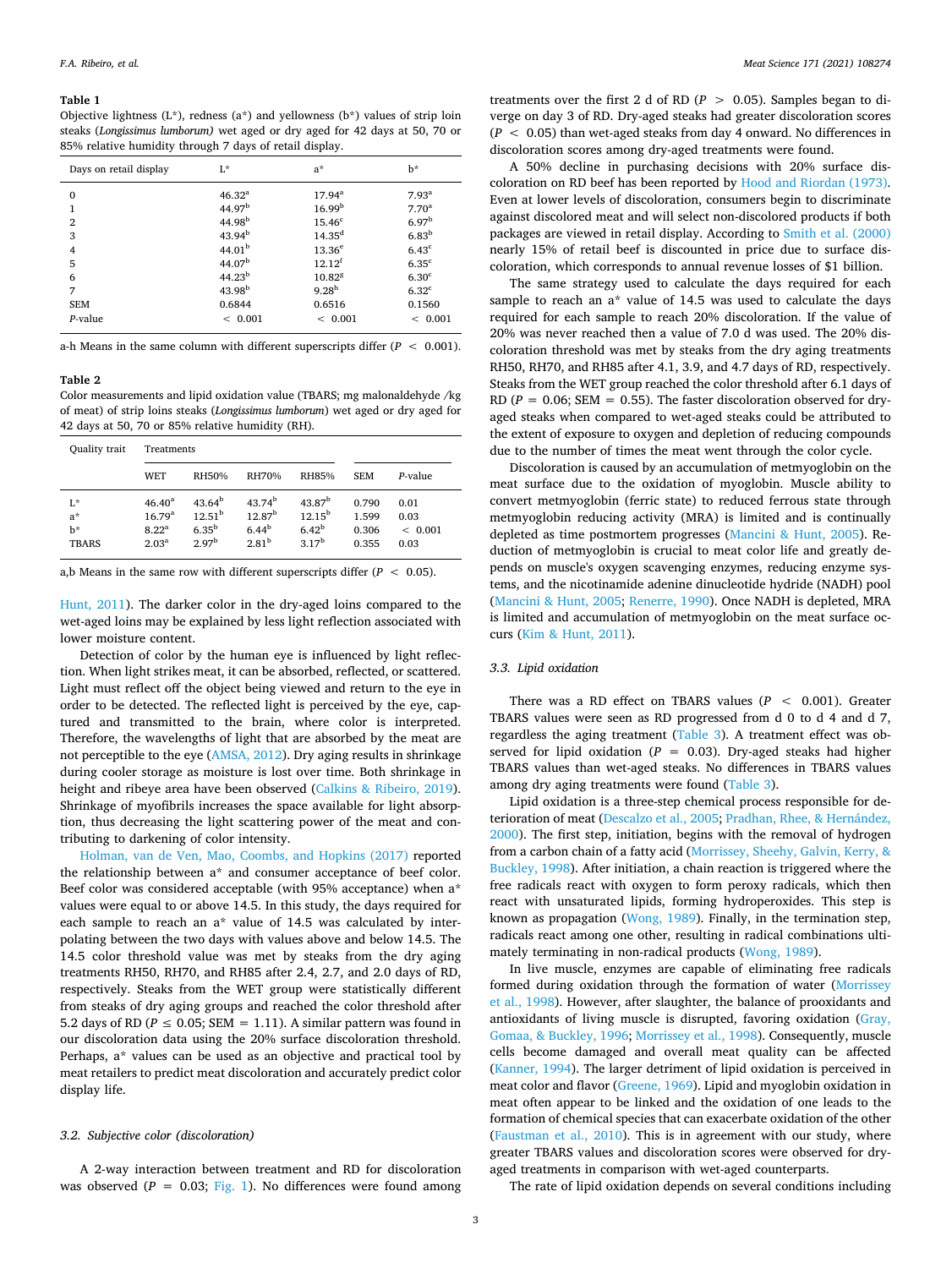**Table 1**
Objective lightness (L*), redness (a*) and yellowness (b*) values of strip loin steaks (*Longissimus lumborum)* wet aged or dry aged for 42 days at 50, 70 or 85% relative humidity through 7 days of retail display.

| Days on retail display | L* | a* | b* |
|---|---|---|---|
| 0 | 46.32[a] | 17.94[a] | 7.93[a] |
| 1 | 44.97[b] | 16.99[b] | 7.70[a] |
| 2 | 44.98[b] | 15.46[c] | 6.97[b] |
| 3 | 43.94[b] | 14.35[d] | 6.83[b] |
| 4 | 44.01[b] | 13.36[e] | 6.43[c] |
| 5 | 44.07[b] | 12.12[f] | 6.35[c] |
| 6 | 44.23[b] | 10.82[g] | 6.30[c] |
| 7 | 43.98[b] | 9.28[h] | 6.32[c] |
| SEM | 0.6844 | 0.6516 | 0.1560 |
| *P*-value | < 0.001 | < 0.001 | < 0.001 |

a-h Means in the same column with different superscripts differ ($P < 0.001$).

**Table 2**
Color measurements and lipid oxidation value (TBARS; mg malonaldehyde /kg of meat) of strip loins steaks (*Longissimus lumborum*) wet aged or dry aged for 42 days at 50, 70 or 85% relative humidity (RH).

| Quality trait | Treatments | | | | | |
|---|---|---|---|---|---|---|
| | WET | RH50% | RH70% | RH85% | SEM | *P*-value |
| L* | 46.40[a] | 43.64[b] | 43.74[b] | 43.87[b] | 0.790 | 0.01 |
| a* | 16.79[a] | 12.51[b] | 12.87[b] | 12.15[b] | 1.599 | 0.03 |
| b* | 8.22[a] | 6.35[b] | 6.44[b] | 6.42[b] | 0.306 | < 0.001 |
| TBARS | 2.03[a] | 2.97[b] | 2.81[b] | 3.17[b] | 0.355 | 0.03 |

a,b Means in the same row with different superscripts differ ($P < 0.05$).

Hunt, 2011). The darker color in the dry-aged loins compared to the wet-aged loins may be explained by less light reflection associated with lower moisture content.

Detection of color by the human eye is influenced by light reflection. When light strikes meat, it can be absorbed, reflected, or scattered. Light must reflect off the object being viewed and return to the eye in order to be detected. The reflected light is perceived by the eye, captured and transmitted to the brain, where color is interpreted. Therefore, the wavelengths of light that are absorbed by the meat are not perceptible to the eye (AMSA, 2012). Dry aging results in shrinkage during cooler storage as moisture is lost over time. Both shrinkage in height and ribeye area have been observed (Calkins & Ribeiro, 2019). Shrinkage of myofibrils increases the space available for light absorption, thus decreasing the light scattering power of the meat and contributing to darkening of color intensity.

Holman, van de Ven, Mao, Coombs, and Hopkins (2017) reported the relationship between a* and consumer acceptance of beef color. Beef color was considered acceptable (with 95% acceptance) when a* values were equal to or above 14.5. In this study, the days required for each sample to reach an a* value of 14.5 was calculated by interpolating between the two days with values above and below 14.5. The 14.5 color threshold value was met by steaks from the dry aging treatments RH50, RH70, and RH85 after 2.4, 2.7, and 2.0 days of RD, respectively. Steaks from the WET group were statistically different from steaks of dry aging groups and reached the color threshold after 5.2 days of RD ($P \leq 0.05$; SEM = 1.11). A similar pattern was found in our discoloration data using the 20% surface discoloration threshold. Perhaps, a* values can be used as an objective and practical tool by meat retailers to predict meat discoloration and accurately predict color display life.

### 3.2. Subjective color (discoloration)

A 2-way interaction between treatment and RD for discoloration was observed ($P = 0.03$; Fig. 1). No differences were found among treatments over the first 2 d of RD ($P > 0.05$). Samples began to diverge on day 3 of RD. Dry-aged steaks had greater discoloration scores ($P < 0.05$) than wet-aged steaks from day 4 onward. No differences in discoloration scores among dry-aged treatments were found.

A 50% decline in purchasing decisions with 20% surface discoloration on RD beef has been reported by Hood and Riordan (1973). Even at lower levels of discoloration, consumers begin to discriminate against discolored meat and will select non-discolored products if both packages are viewed in retail display. According to Smith et al. (2000) nearly 15% of retail beef is discounted in price due to surface discoloration, which corresponds to annual revenue losses of $1 billion.

The same strategy used to calculate the days required for each sample to reach an a* value of 14.5 was used to calculate the days required for each sample to reach 20% discoloration. If the value of 20% was never reached then a value of 7.0 d was used. The 20% discoloration threshold was met by steaks from the dry aging treatments RH50, RH70, and RH85 after 4.1, 3.9, and 4.7 days of RD, respectively. Steaks from the WET group reached the color threshold after 6.1 days of RD ($P = 0.06$; SEM = 0.55). The faster discoloration observed for dry-aged steaks when compared to wet-aged steaks could be attributed to the extent of exposure to oxygen and depletion of reducing compounds due to the number of times the meat went through the color cycle.

Discoloration is caused by an accumulation of metmyoglobin on the meat surface due to the oxidation of myoglobin. Muscle ability to convert metmyoglobin (ferric state) to reduced ferrous state through metmyoglobin reducing activity (MRA) is limited and is continually depleted as time postmortem progresses (Mancini & Hunt, 2005). Reduction of metmyoglobin is crucial to meat color life and greatly depends on muscle's oxygen scavenging enzymes, reducing enzyme systems, and the nicotinamide adenine dinucleotide hydride (NADH) pool (Mancini & Hunt, 2005; Renerre, 1990). Once NADH is depleted, MRA is limited and accumulation of metmyoglobin on the meat surface occurs (Kim & Hunt, 2011).

### 3.3. Lipid oxidation

There was a RD effect on TBARS values ($P < 0.001$). Greater TBARS values were seen as RD progressed from d 0 to d 4 and d 7, regardless the aging treatment (Table 3). A treatment effect was observed for lipid oxidation ($P = 0.03$). Dry-aged steaks had higher TBARS values than wet-aged steaks. No differences in TBARS values among dry aging treatments were found (Table 3).

Lipid oxidation is a three-step chemical process responsible for deterioration of meat (Descalzo et al., 2005; Pradhan, Rhee, & Hernández, 2000). The first step, initiation, begins with the removal of hydrogen from a carbon chain of a fatty acid (Morrissey, Sheehy, Galvin, Kerry, & Buckley, 1998). After initiation, a chain reaction is triggered where the free radicals react with oxygen to form peroxy radicals, which then react with unsaturated lipids, forming hydroperoxides. This step is known as propagation (Wong, 1989). Finally, in the termination step, radicals react among one other, resulting in radical combinations ultimately terminating in non-radical products (Wong, 1989).

In live muscle, enzymes are capable of eliminating free radicals formed during oxidation through the formation of water (Morrissey et al., 1998). However, after slaughter, the balance of prooxidants and antioxidants of living muscle is disrupted, favoring oxidation (Gray, Gomaa, & Buckley, 1996; Morrissey et al., 1998). Consequently, muscle cells become damaged and overall meat quality can be affected (Kanner, 1994). The larger detriment of lipid oxidation is perceived in meat color and flavor (Greene, 1969). Lipid and myoglobin oxidation in meat often appear to be linked and the oxidation of one leads to the formation of chemical species that can exacerbate oxidation of the other (Faustman et al., 2010). This is in agreement with our study, where greater TBARS values and discoloration scores were observed for dry-aged treatments in comparison with wet-aged counterparts.

The rate of lipid oxidation depends on several conditions including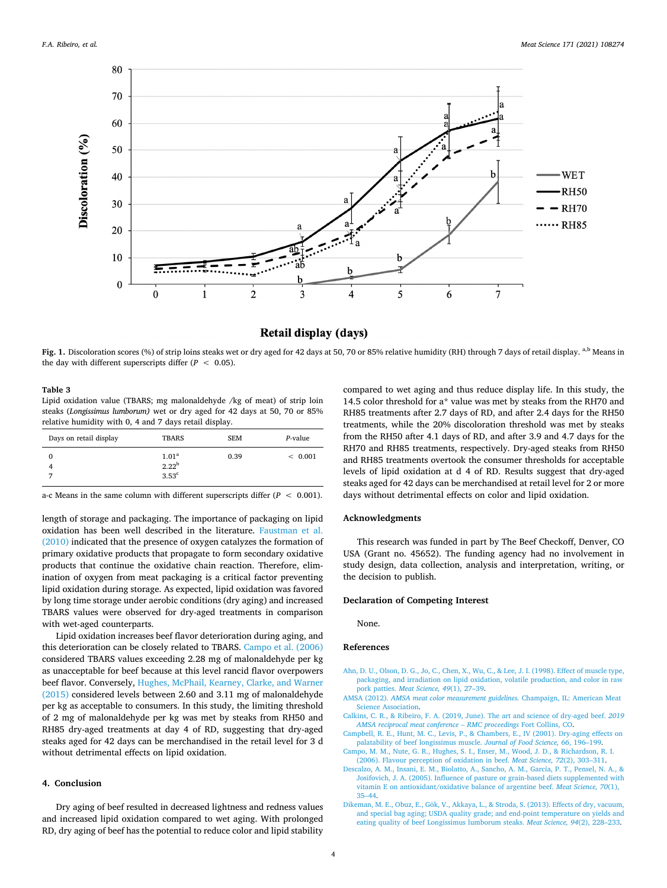**Fig. 1.** Discoloration scores (%) of strip loins steaks wet or dry aged for 42 days at 50, 70 or 85% relative humidity (RH) through 7 days of retail display. [a,b] Means in the day with different superscripts differ ($P < 0.05$).

**Table 3**
Lipid oxidation value (TBARS; mg malonaldehyde /kg of meat) of strip loin steaks (*Longissimus lumborum)* wet or dry aged for 42 days at 50, 70 or 85% relative humidity with 0, 4 and 7 days retail display.

| Days on retail display | TBARS | SEM | *P*-value |
|---|---|---|---|
| 0 | $1.01^a$ | 0.39 | < 0.001 |
| 4 | $2.22^b$ | | |
| 7 | $3.53^c$ | | |

a-c Means in the same column with different superscripts differ ($P < 0.001$).

length of storage and packaging. The importance of packaging on lipid oxidation has been well described in the literature. Faustman et al. (2010) indicated that the presence of oxygen catalyzes the formation of primary oxidative products that propagate to form secondary oxidative products that continue the oxidative chain reaction. Therefore, elimination of oxygen from meat packaging is a critical factor preventing lipid oxidation during storage. As expected, lipid oxidation was favored by long time storage under aerobic conditions (dry aging) and increased TBARS values were observed for dry-aged treatments in comparison with wet-aged counterparts.

Lipid oxidation increases beef flavor deterioration during aging, and this deterioration can be closely related to TBARS. Campo et al. (2006) considered TBARS values exceeding 2.28 mg of malonaldehyde per kg as unacceptable for beef because at this level rancid flavor overpowers beef flavor. Conversely, Hughes, McPhail, Kearney, Clarke, and Warner (2015) considered levels between 2.60 and 3.11 mg of malonaldehyde per kg as acceptable to consumers. In this study, the limiting threshold of 2 mg of malonaldehyde per kg was met by steaks from RH50 and RH85 dry-aged treatments at day 4 of RD, suggesting that dry-aged steaks aged for 42 days can be merchandised in the retail level for 3 d without detrimental effects on lipid oxidation.

## 4. Conclusion

Dry aging of beef resulted in decreased lightness and redness values and increased lipid oxidation compared to wet aging. With prolonged RD, dry aging of beef has the potential to reduce color and lipid stability compared to wet aging and thus reduce display life. In this study, the 14.5 color threshold for a* value was met by steaks from the RH70 and RH85 treatments after 2.7 days of RD, and after 2.4 days for the RH50 treatments, while the 20% discoloration threshold was met by steaks from the RH50 after 4.1 days of RD, and after 3.9 and 4.7 days for the RH70 and RH85 treatments, respectively. Dry-aged steaks from RH50 and RH85 treatments overtook the consumer thresholds for acceptable levels of lipid oxidation at d 4 of RD. Results suggest that dry-aged steaks aged for 42 days can be merchandised at retail level for 2 or more days without detrimental effects on color and lipid oxidation.

## Acknowledgments

This research was funded in part by The Beef Checkoff, Denver, CO USA (Grant no. 45652). The funding agency had no involvement in study design, data collection, analysis and interpretation, writing, or the decision to publish.

## Declaration of Competing Interest

None.

## References

Ahn, D. U., Olson, D. G., Jo, C., Chen, X., Wu, C., & Lee, J. I. (1998). Effect of muscle type, packaging, and irradiation on lipid oxidation, volatile production, and color in raw pork patties. *Meat Science, 49*(1), 27–39.

AMSA (2012). *AMSA meat color measurement guidelines.* Champaign, IL: American Meat Science Association.

Calkins, C. R., & Ribeiro, F. A. (2019, June). The art and science of dry-aged beef. *2019 AMSA reciprocal meat conference – RMC proceedings* Fort Collins, CO.

Campbell, R. E., Hunt, M. C., Levis, P., & Chambers, E., IV (2001). Dry-aging effects on palatability of beef longissimus muscle. *Journal of Food Science, 66*, 196–199.

Campo, M. M., Nute, G. R., Hughes, S. I., Enser, M., Wood, J. D., & Richardson, R. I. (2006). Flavour perception of oxidation in beef. *Meat Science, 72*(2), 303–311.

Descalzo, A. M., Insani, E. M., Biolatto, A., Sancho, A. M., García, P. T., Pensel, N. A., & Josifovich, J. A. (2005). Influence of pasture or grain-based diets supplemented with vitamin E on antioxidant/oxidative balance of argentine beef. *Meat Science, 70*(1), 35–44.

Dikeman, M. E., Obuz, E., Gök, V., Akkaya, L., & Stroda, S. (2013). Effects of dry, vacuum, and special bag aging; USDA quality grade; and end-point temperature on yields and eating quality of beef Longissimus lumborum steaks. *Meat Science, 94*(2), 228–233.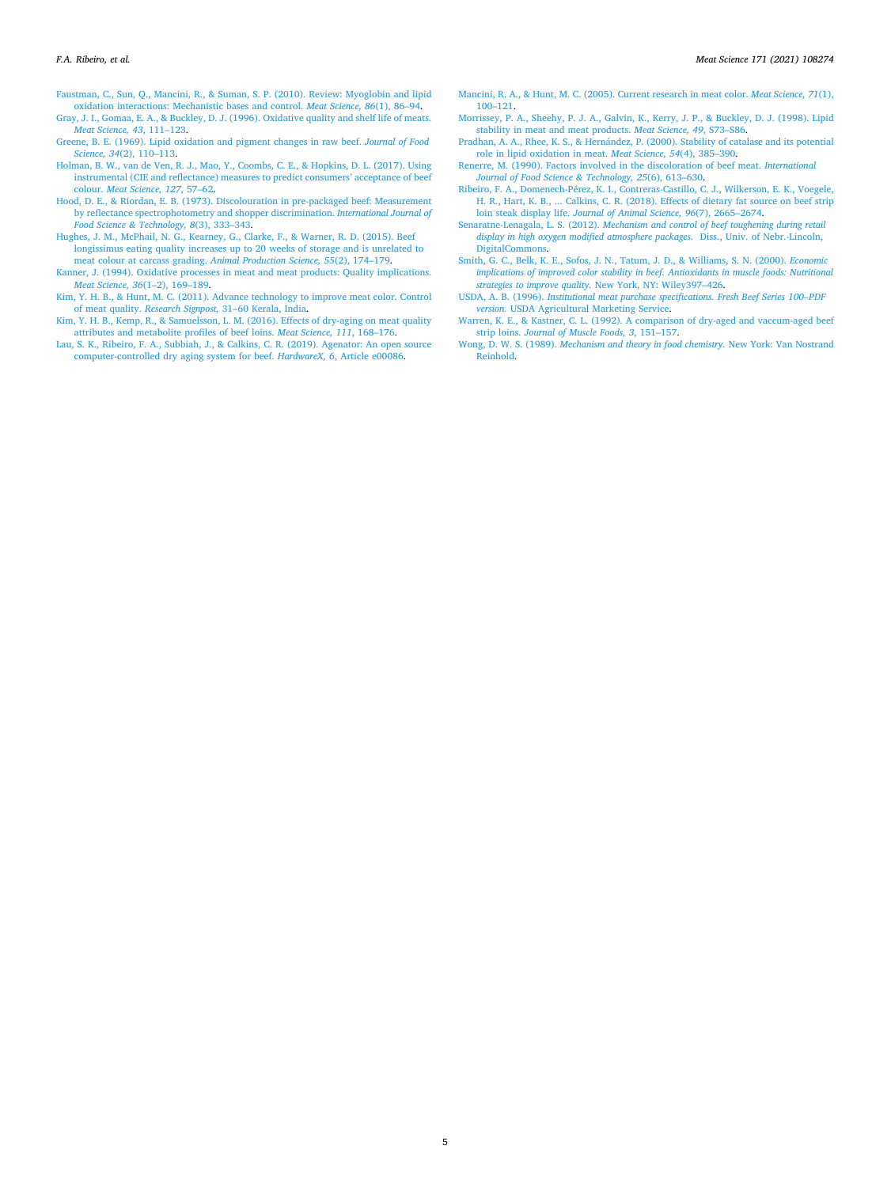Faustman, C., Sun, Q., Mancini, R., & Suman, S. P. (2010). Review: Myoglobin and lipid oxidation interactions: Mechanistic bases and control. *Meat Science, 86*(1), 86–94.

Gray, J. I., Gomaa, E. A., & Buckley, D. J. (1996). Oxidative quality and shelf life of meats. *Meat Science, 43*, 111–123.

Greene, B. E. (1969). Lipid oxidation and pigment changes in raw beef. *Journal of Food Science, 34*(2), 110–113.

Holman, B. W., van de Ven, R. J., Mao, Y., Coombs, C. E., & Hopkins, D. L. (2017). Using instrumental (CIE and reflectance) measures to predict consumers' acceptance of beef colour. *Meat Science, 127*, 57–62.

Hood, D. E., & Riordan, E. B. (1973). Discolouration in pre-packaged beef: Measurement by reflectance spectrophotometry and shopper discrimination. *International Journal of Food Science & Technology, 8*(3), 333–343.

Hughes, J. M., McPhail, N. G., Kearney, G., Clarke, F., & Warner, R. D. (2015). Beef longissimus eating quality increases up to 20 weeks of storage and is unrelated to meat colour at carcass grading. *Animal Production Science, 55*(2), 174–179.

Kanner, J. (1994). Oxidative processes in meat and meat products: Quality implications. *Meat Science, 36*(1–2), 169–189.

Kim, Y. H. B., & Hunt, M. C. (2011). Advance technology to improve meat color. Control of meat quality. *Research Signpost,* 31–60 Kerala, India.

Kim, Y. H. B., Kemp, R., & Samuelsson, L. M. (2016). Effects of dry-aging on meat quality attributes and metabolite profiles of beef loins. *Meat Science, 111*, 168–176.

Lau, S. K., Ribeiro, F. A., Subbiah, J., & Calkins, C. R. (2019). Agenator: An open source computer-controlled dry aging system for beef. *HardwareX, 6,* Article e00086.

Mancini, R. A., & Hunt, M. C. (2005). Current research in meat color. *Meat Science, 71*(1), 100–121.

Morrissey, P. A., Sheehy, P. J. A., Galvin, K., Kerry, J. P., & Buckley, D. J. (1998). Lipid stability in meat and meat products. *Meat Science, 49*, S73–S86.

Pradhan, A. A., Rhee, K. S., & Hernández, P. (2000). Stability of catalase and its potential role in lipid oxidation in meat. *Meat Science, 54*(4), 385–390.

Renerre, M. (1990). Factors involved in the discoloration of beef meat. *International Journal of Food Science & Technology, 25*(6), 613–630.

Ribeiro, F. A., Domenech-Pérez, K. I., Contreras-Castillo, C. J., Wilkerson, E. K., Voegele, H. R., Hart, K. B., ... Calkins, C. R. (2018). Effects of dietary fat source on beef strip loin steak display life. *Journal of Animal Science, 96*(7), 2665–2674.

Senaratne-Lenagala, L. S. (2012). *Mechanism and control of beef toughening during retail display in high oxygen modified atmosphere packages.* Diss., Univ. of Nebr.-Lincoln, DigitalCommons.

Smith, G. C., Belk, K. E., Sofos, J. N., Tatum, J. D., & Williams, S. N. (2000). *Economic implications of improved color stability in beef. Antioxidants in muscle foods: Nutritional strategies to improve quality.* New York, NY: Wiley397–426.

USDA, A. B. (1996). *Institutional meat purchase specifications. Fresh Beef Series 100–PDF version.* USDA Agricultural Marketing Service.

Warren, K. E., & Kastner, C. L. (1992). A comparison of dry-aged and vaccum-aged beef strip loins. *Journal of Muscle Foods, 3*, 151–157.

Wong, D. W. S. (1989). *Mechanism and theory in food chemistry.* New York: Van Nostrand Reinhold.